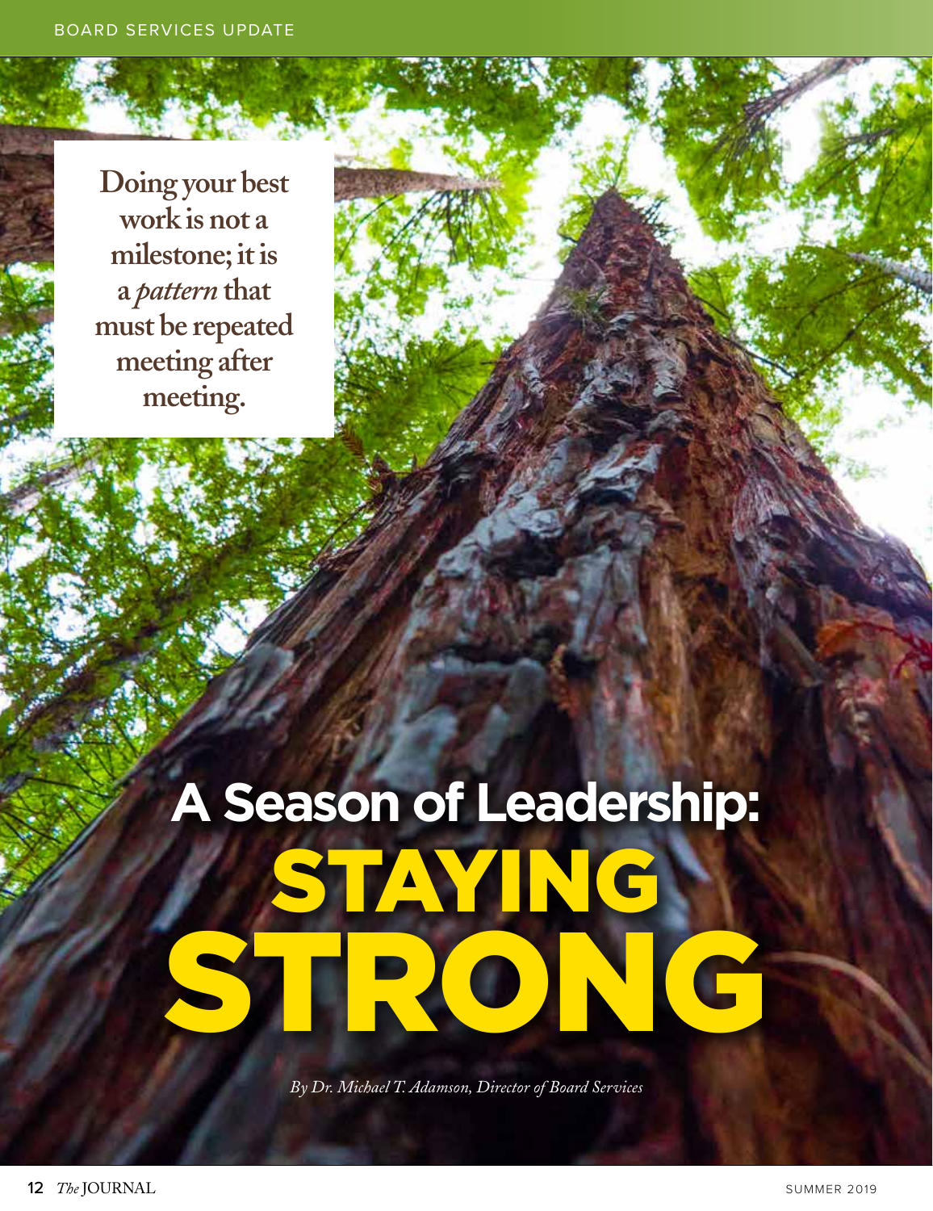BOARD SERVICES UPDATE

> **Doing your best work is not a milestone; it is a *pattern* that must be repeated meeting after meeting.**

# A Season of Leadership: STAYING STRONG

*By Dr. Michael T. Adamson, Director of Board Services*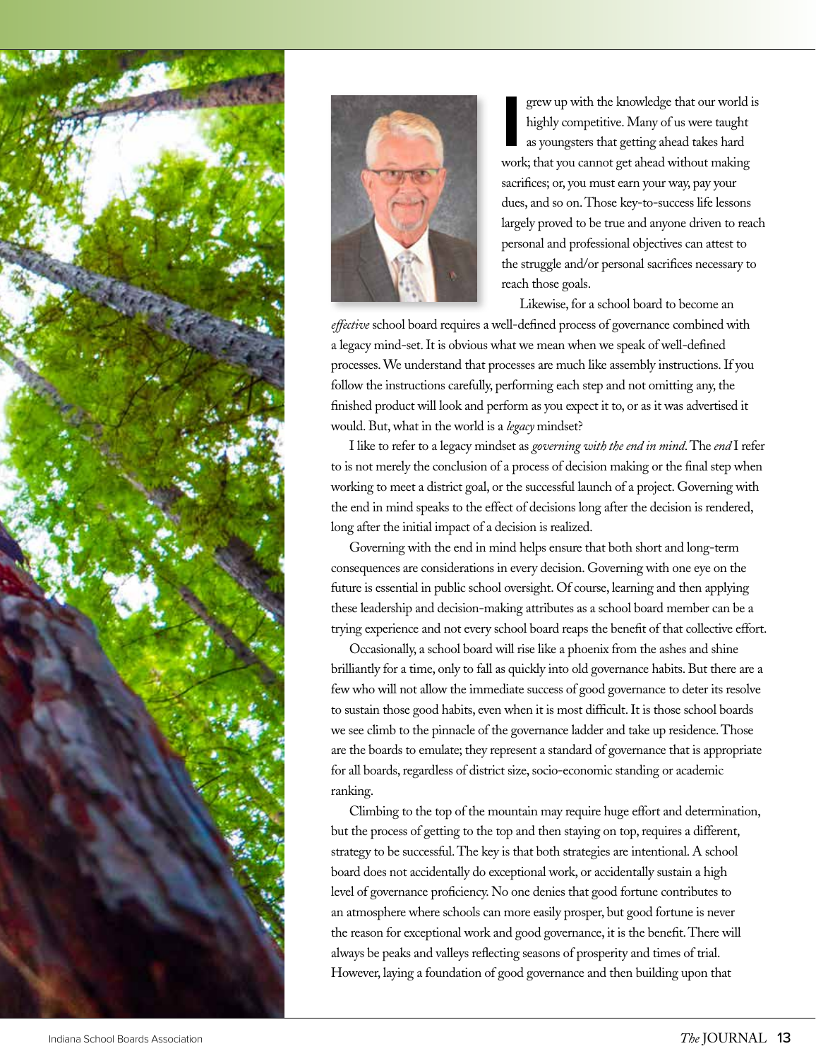I grew up with the knowledge that our world is highly competitive. Many of us were taught as youngsters that getting ahead takes hard work; that you cannot get ahead without making sacrifices; or, you must earn your way, pay your dues, and so on. Those key-to-success life lessons largely proved to be true and anyone driven to reach personal and professional objectives can attest to the struggle and/or personal sacrifices necessary to reach those goals.

Likewise, for a school board to become an *effective* school board requires a well-defined process of governance combined with a legacy mind-set. It is obvious what we mean when we speak of well-defined processes. We understand that processes are much like assembly instructions. If you follow the instructions carefully, performing each step and not omitting any, the finished product will look and perform as you expect it to, or as it was advertised it would. But, what in the world is a *legacy* mindset?

I like to refer to a legacy mindset as *governing with the end in mind*. The *end* I refer to is not merely the conclusion of a process of decision making or the final step when working to meet a district goal, or the successful launch of a project. Governing with the end in mind speaks to the effect of decisions long after the decision is rendered, long after the initial impact of a decision is realized.

Governing with the end in mind helps ensure that both short and long-term consequences are considerations in every decision. Governing with one eye on the future is essential in public school oversight. Of course, learning and then applying these leadership and decision-making attributes as a school board member can be a trying experience and not every school board reaps the benefit of that collective effort.

Occasionally, a school board will rise like a phoenix from the ashes and shine brilliantly for a time, only to fall as quickly into old governance habits. But there are a few who will not allow the immediate success of good governance to deter its resolve to sustain those good habits, even when it is most difficult. It is those school boards we see climb to the pinnacle of the governance ladder and take up residence. Those are the boards to emulate; they represent a standard of governance that is appropriate for all boards, regardless of district size, socio-economic standing or academic ranking.

Climbing to the top of the mountain may require huge effort and determination, but the process of getting to the top and then staying on top, requires a different, strategy to be successful. The key is that both strategies are intentional. A school board does not accidentally do exceptional work, or accidentally sustain a high level of governance proficiency. No one denies that good fortune contributes to an atmosphere where schools can more easily prosper, but good fortune is never the reason for exceptional work and good governance, it is the benefit. There will always be peaks and valleys reflecting seasons of prosperity and times of trial. However, laying a foundation of good governance and then building upon that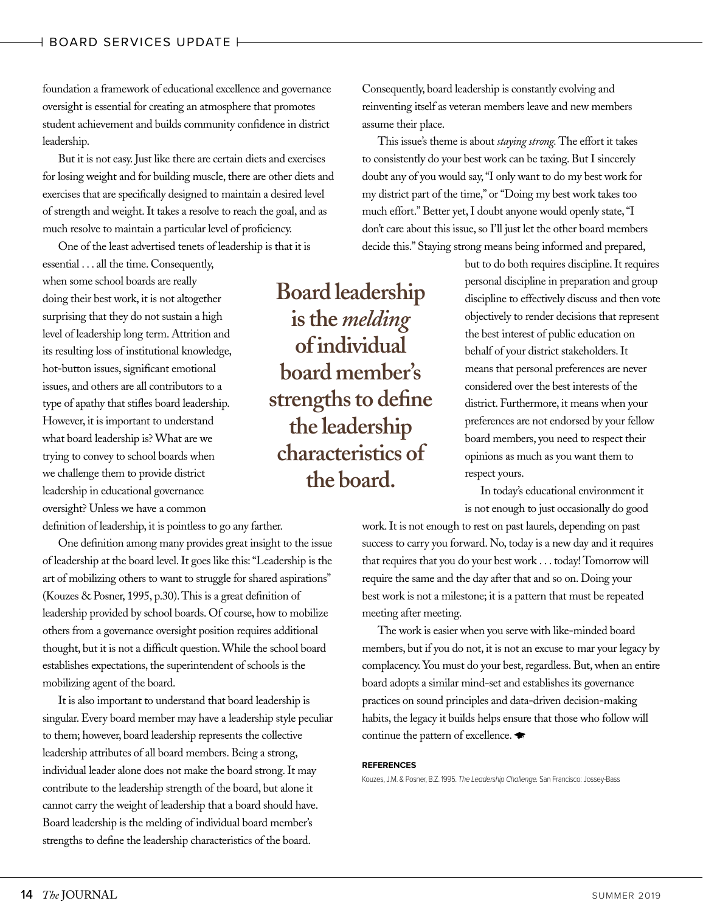foundation a framework of educational excellence and governance oversight is essential for creating an atmosphere that promotes student achievement and builds community confidence in district leadership.

But it is not easy. Just like there are certain diets and exercises for losing weight and for building muscle, there are other diets and exercises that are specifically designed to maintain a desired level of strength and weight. It takes a resolve to reach the goal, and as much resolve to maintain a particular level of proficiency.

One of the least advertised tenets of leadership is that it is essential . . . all the time. Consequently, when some school boards are really doing their best work, it is not altogether surprising that they do not sustain a high level of leadership long term. Attrition and its resulting loss of institutional knowledge, hot-button issues, significant emotional issues, and others are all contributors to a type of apathy that stifles board leadership. However, it is important to understand what board leadership is? What are we trying to convey to school boards when we challenge them to provide district leadership in educational governance oversight? Unless we have a common definition of leadership, it is pointless to go any farther.

**Board leadership is the *melding* of individual board member's strengths to define the leadership characteristics of the board.**

One definition among many provides great insight to the issue of leadership at the board level. It goes like this: "Leadership is the art of mobilizing others to want to struggle for shared aspirations" (Kouzes & Posner, 1995, p.30). This is a great definition of leadership provided by school boards. Of course, how to mobilize others from a governance oversight position requires additional thought, but it is not a difficult question. While the school board establishes expectations, the superintendent of schools is the mobilizing agent of the board.

It is also important to understand that board leadership is singular. Every board member may have a leadership style peculiar to them; however, board leadership represents the collective leadership attributes of all board members. Being a strong, individual leader alone does not make the board strong. It may contribute to the leadership strength of the board, but alone it cannot carry the weight of leadership that a board should have. Board leadership is the melding of individual board member's strengths to define the leadership characteristics of the board. Consequently, board leadership is constantly evolving and reinventing itself as veteran members leave and new members assume their place.

This issue's theme is about *staying strong*. The effort it takes to consistently do your best work can be taxing. But I sincerely doubt any of you would say, "I only want to do my best work for my district part of the time," or "Doing my best work takes too much effort." Better yet, I doubt anyone would openly state, "I don't care about this issue, so I'll just let the other board members decide this." Staying strong means being informed and prepared, but to do both requires discipline. It requires personal discipline in preparation and group discipline to effectively discuss and then vote objectively to render decisions that represent the best interest of public education on behalf of your district stakeholders. It means that personal preferences are never considered over the best interests of the district. Furthermore, it means when your preferences are not endorsed by your fellow board members, you need to respect their opinions as much as you want them to respect yours.

In today's educational environment it is not enough to just occasionally do good work. It is not enough to rest on past laurels, depending on past success to carry you forward. No, today is a new day and it requires that requires that you do your best work . . . today! Tomorrow will require the same and the day after that and so on. Doing your best work is not a milestone; it is a pattern that must be repeated meeting after meeting.

The work is easier when you serve with like-minded board members, but if you do not, it is not an excuse to mar your legacy by complacency. You must do your best, regardless. But, when an entire board adopts a similar mind-set and establishes its governance practices on sound principles and data-driven decision-making habits, the legacy it builds helps ensure that those who follow will continue the pattern of excellence.

**REFERENCES**

Kouzes, J.M. & Posner, B.Z. 1995. *The Leadership Challenge.* San Francisco: Jossey-Bass